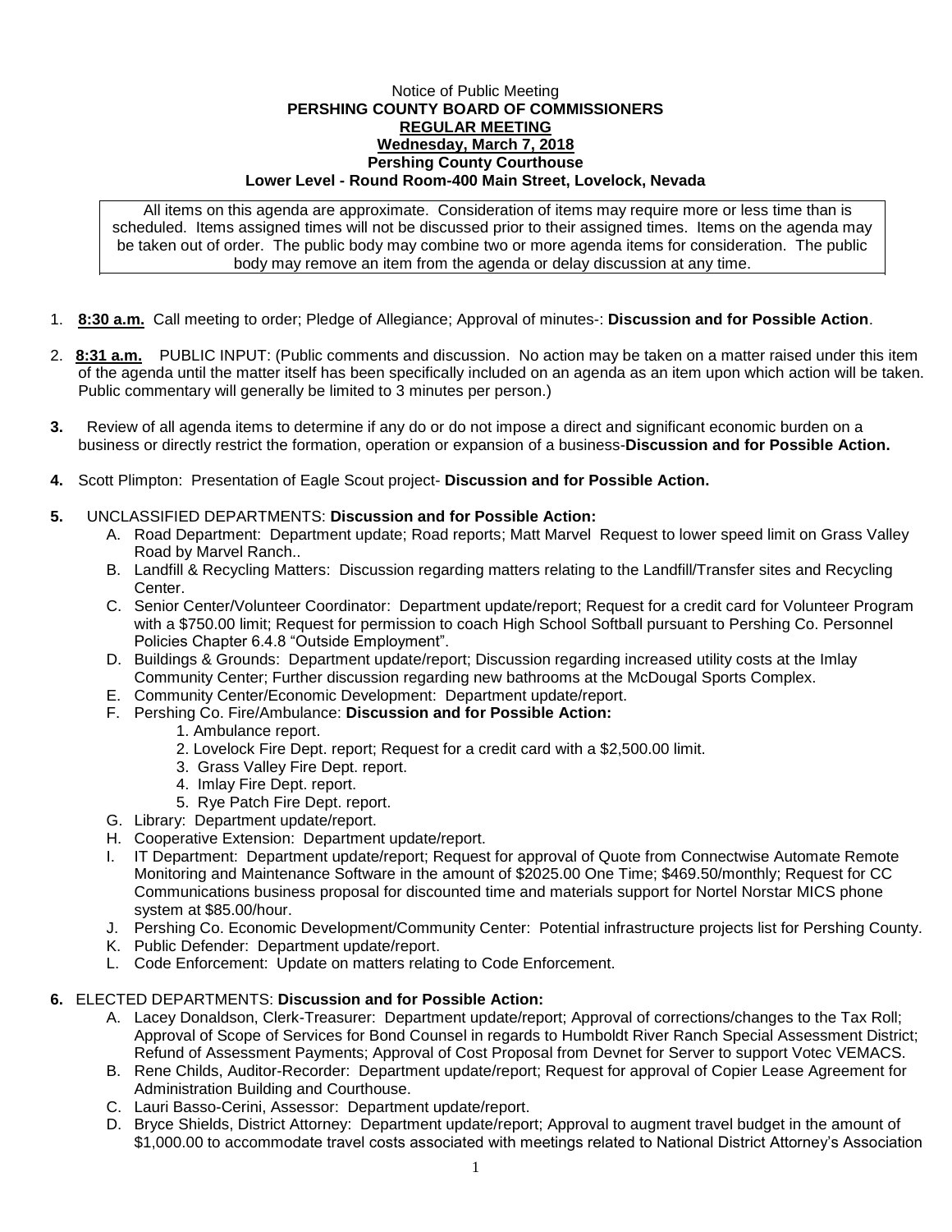Notice of Public Meeting

**PERSHING COUNTY BOARD OF COMMISSIONERS**

**REGULAR MEETING**

**Wednesday, March 7, 2018**

**Pershing County Courthouse**

**Lower Level - Round Room-400 Main Street, Lovelock, Nevada**

All items on this agenda are approximate. Consideration of items may require more or less time than is scheduled. Items assigned times will not be discussed prior to their assigned times. Items on the agenda may be taken out of order. The public body may combine two or more agenda items for consideration. The public body may remove an item from the agenda or delay discussion at any time.

1. **8:30 a.m.** Call meeting to order; Pledge of Allegiance; Approval of minutes-: **Discussion and for Possible Action**.

2. **8:31 a.m.** PUBLIC INPUT: (Public comments and discussion. No action may be taken on a matter raised under this item of the agenda until the matter itself has been specifically included on an agenda as an item upon which action will be taken. Public commentary will generally be limited to 3 minutes per person.)

3. Review of all agenda items to determine if any do or do not impose a direct and significant economic burden on a business or directly restrict the formation, operation or expansion of a business-**Discussion and for Possible Action.**

4. Scott Plimpton: Presentation of Eagle Scout project- **Discussion and for Possible Action.**

5. UNCLASSIFIED DEPARTMENTS: **Discussion and for Possible Action:**
   - A. Road Department: Department update; Road reports; Matt Marvel Request to lower speed limit on Grass Valley Road by Marvel Ranch..
   - B. Landfill & Recycling Matters: Discussion regarding matters relating to the Landfill/Transfer sites and Recycling Center.
   - C. Senior Center/Volunteer Coordinator: Department update/report; Request for a credit card for Volunteer Program with a $750.00 limit; Request for permission to coach High School Softball pursuant to Pershing Co. Personnel Policies Chapter 6.4.8 "Outside Employment".
   - D. Buildings & Grounds: Department update/report; Discussion regarding increased utility costs at the Imlay Community Center; Further discussion regarding new bathrooms at the McDougal Sports Complex.
   - E. Community Center/Economic Development: Department update/report.
   - F. Pershing Co. Fire/Ambulance: **Discussion and for Possible Action:**
     1. Ambulance report.
     2. Lovelock Fire Dept. report; Request for a credit card with a $2,500.00 limit.
     3. Grass Valley Fire Dept. report.
     4. Imlay Fire Dept. report.
     5. Rye Patch Fire Dept. report.
   - G. Library: Department update/report.
   - H. Cooperative Extension: Department update/report.
   - I. IT Department: Department update/report; Request for approval of Quote from Connectwise Automate Remote Monitoring and Maintenance Software in the amount of $2025.00 One Time; $469.50/monthly; Request for CC Communications business proposal for discounted time and materials support for Nortel Norstar MICS phone system at $85.00/hour.
   - J. Pershing Co. Economic Development/Community Center: Potential infrastructure projects list for Pershing County.
   - K. Public Defender: Department update/report.
   - L. Code Enforcement: Update on matters relating to Code Enforcement.

6. ELECTED DEPARTMENTS: **Discussion and for Possible Action:**
   - A. Lacey Donaldson, Clerk-Treasurer: Department update/report; Approval of corrections/changes to the Tax Roll; Approval of Scope of Services for Bond Counsel in regards to Humboldt River Ranch Special Assessment District; Refund of Assessment Payments; Approval of Cost Proposal from Devnet for Server to support Votec VEMACS.
   - B. Rene Childs, Auditor-Recorder: Department update/report; Request for approval of Copier Lease Agreement for Administration Building and Courthouse.
   - C. Lauri Basso-Cerini, Assessor: Department update/report.
   - D. Bryce Shields, District Attorney: Department update/report; Approval to augment travel budget in the amount of $1,000.00 to accommodate travel costs associated with meetings related to National District Attorney's Association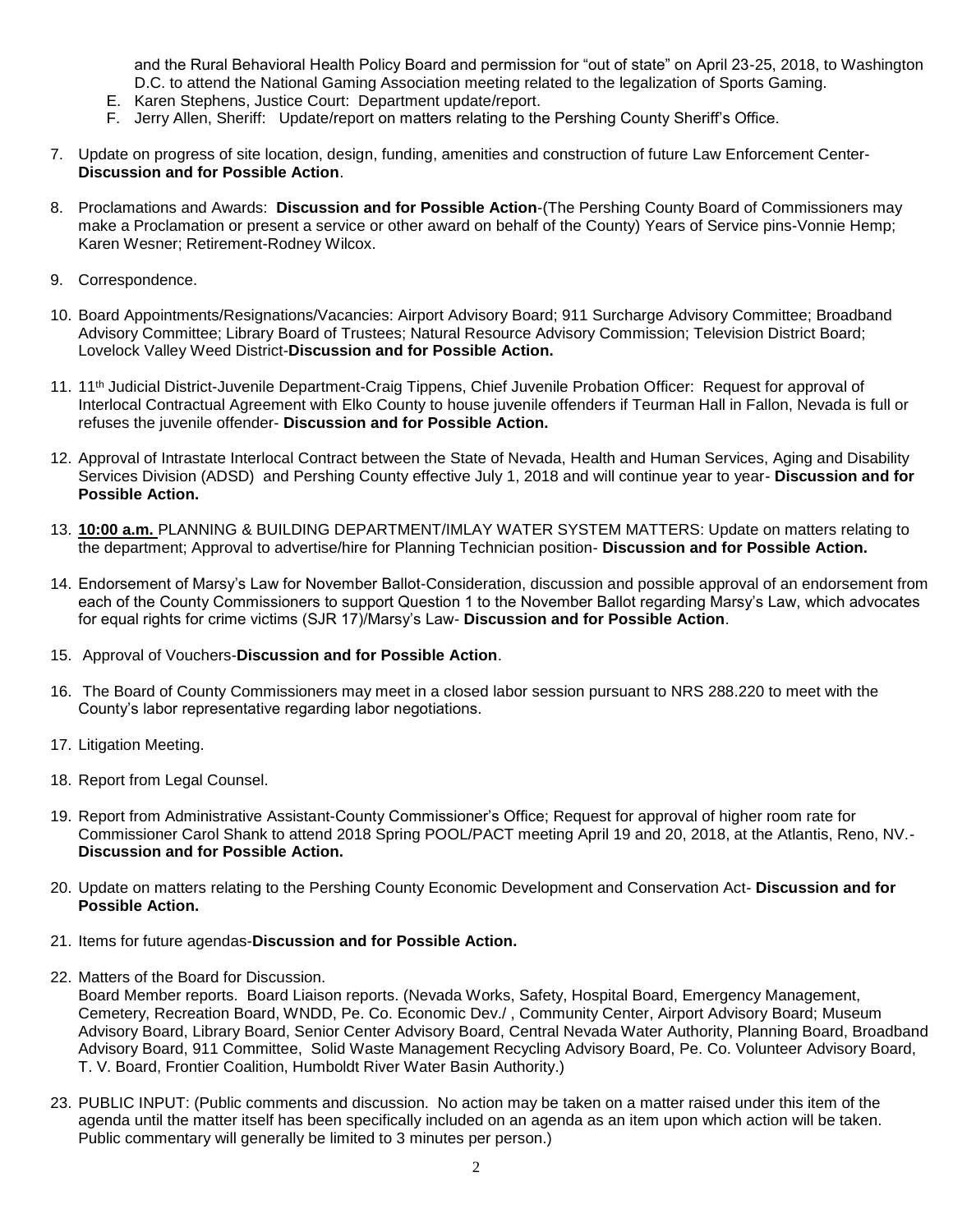and the Rural Behavioral Health Policy Board and permission for "out of state" on April 23-25, 2018, to Washington D.C. to attend the National Gaming Association meeting related to the legalization of Sports Gaming.

E. Karen Stephens, Justice Court: Department update/report.
F. Jerry Allen, Sheriff: Update/report on matters relating to the Pershing County Sheriff's Office.

7. Update on progress of site location, design, funding, amenities and construction of future Law Enforcement Center- **Discussion and for Possible Action**.

8. Proclamations and Awards: **Discussion and for Possible Action**-(The Pershing County Board of Commissioners may make a Proclamation or present a service or other award on behalf of the County) Years of Service pins-Vonnie Hemp; Karen Wesner; Retirement-Rodney Wilcox.

9. Correspondence.

10. Board Appointments/Resignations/Vacancies: Airport Advisory Board; 911 Surcharge Advisory Committee; Broadband Advisory Committee; Library Board of Trustees; Natural Resource Advisory Commission; Television District Board; Lovelock Valley Weed District-**Discussion and for Possible Action.**

11. 11th Judicial District-Juvenile Department-Craig Tippens, Chief Juvenile Probation Officer: Request for approval of Interlocal Contractual Agreement with Elko County to house juvenile offenders if Teurman Hall in Fallon, Nevada is full or refuses the juvenile offender- **Discussion and for Possible Action.**

12. Approval of Intrastate Interlocal Contract between the State of Nevada, Health and Human Services, Aging and Disability Services Division (ADSD) and Pershing County effective July 1, 2018 and will continue year to year- **Discussion and for Possible Action.**

13. **10:00 a.m.** PLANNING & BUILDING DEPARTMENT/IMLAY WATER SYSTEM MATTERS: Update on matters relating to the department; Approval to advertise/hire for Planning Technician position- **Discussion and for Possible Action.**

14. Endorsement of Marsy's Law for November Ballot-Consideration, discussion and possible approval of an endorsement from each of the County Commissioners to support Question 1 to the November Ballot regarding Marsy's Law, which advocates for equal rights for crime victims (SJR 17)/Marsy's Law- **Discussion and for Possible Action**.

15. Approval of Vouchers-**Discussion and for Possible Action**.

16. The Board of County Commissioners may meet in a closed labor session pursuant to NRS 288.220 to meet with the County's labor representative regarding labor negotiations.

17. Litigation Meeting.

18. Report from Legal Counsel.

19. Report from Administrative Assistant-County Commissioner's Office; Request for approval of higher room rate for Commissioner Carol Shank to attend 2018 Spring POOL/PACT meeting April 19 and 20, 2018, at the Atlantis, Reno, NV.- **Discussion and for Possible Action.**

20. Update on matters relating to the Pershing County Economic Development and Conservation Act- **Discussion and for Possible Action.**

21. Items for future agendas-**Discussion and for Possible Action.**

22. Matters of the Board for Discussion.
Board Member reports. Board Liaison reports. (Nevada Works, Safety, Hospital Board, Emergency Management, Cemetery, Recreation Board, WNDD, Pe. Co. Economic Dev./ , Community Center, Airport Advisory Board; Museum Advisory Board, Library Board, Senior Center Advisory Board, Central Nevada Water Authority, Planning Board, Broadband Advisory Board, 911 Committee, Solid Waste Management Recycling Advisory Board, Pe. Co. Volunteer Advisory Board, T. V. Board, Frontier Coalition, Humboldt River Water Basin Authority.)

23. PUBLIC INPUT: (Public comments and discussion. No action may be taken on a matter raised under this item of the agenda until the matter itself has been specifically included on an agenda as an item upon which action will be taken. Public commentary will generally be limited to 3 minutes per person.)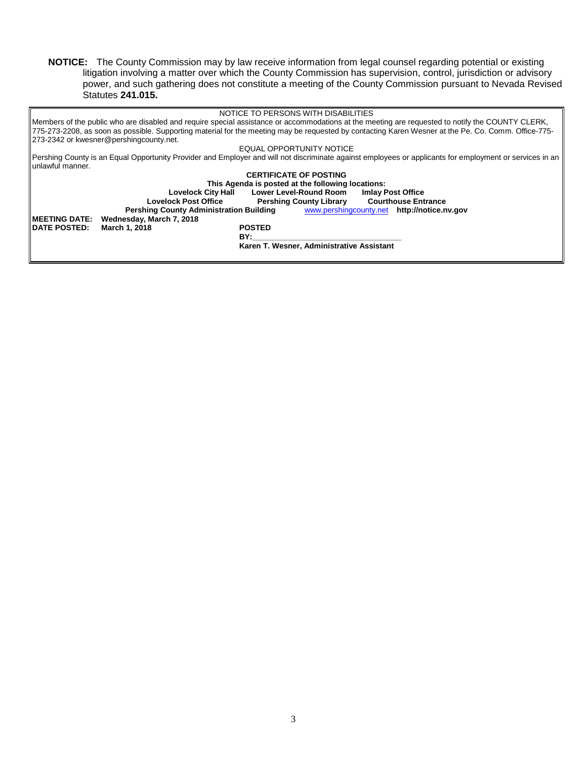**NOTICE:** The County Commission may by law receive information from legal counsel regarding potential or existing litigation involving a matter over which the County Commission has supervision, control, jurisdiction or advisory power, and such gathering does not constitute a meeting of the County Commission pursuant to Nevada Revised Statutes **241.015.**

NOTICE TO PERSONS WITH DISABILITIES

Members of the public who are disabled and require special assistance or accommodations at the meeting are requested to notify the COUNTY CLERK, 775-273-2208, as soon as possible. Supporting material for the meeting may be requested by contacting Karen Wesner at the Pe. Co. Comm. Office-775-273-2342 or kwesner@pershingcounty.net.

EQUAL OPPORTUNITY NOTICE

Pershing County is an Equal Opportunity Provider and Employer and will not discriminate against employees or applicants for employment or services in an unlawful manner.

**CERTIFICATE OF POSTING**

**This Agenda is posted at the following locations:**

**Lovelock City Hall** **Lower Level-Round Room** **Imlay Post Office**
**Lovelock Post Office** **Pershing County Library** **Courthouse Entrance**
**Pershing County Administration Building** www.pershingcounty.net **http://notice.nv.gov**

**MEETING DATE:** **Wednesday, March 7, 2018**
**DATE POSTED:** **March 1, 2018** **POSTED BY:**\_\_\_\_\_\_\_\_\_\_\_\_\_\_\_\_\_\_\_\_\_\_\_\_\_\_\_\_\_\_\_\_

**Karen T. Wesner, Administrative Assistant**